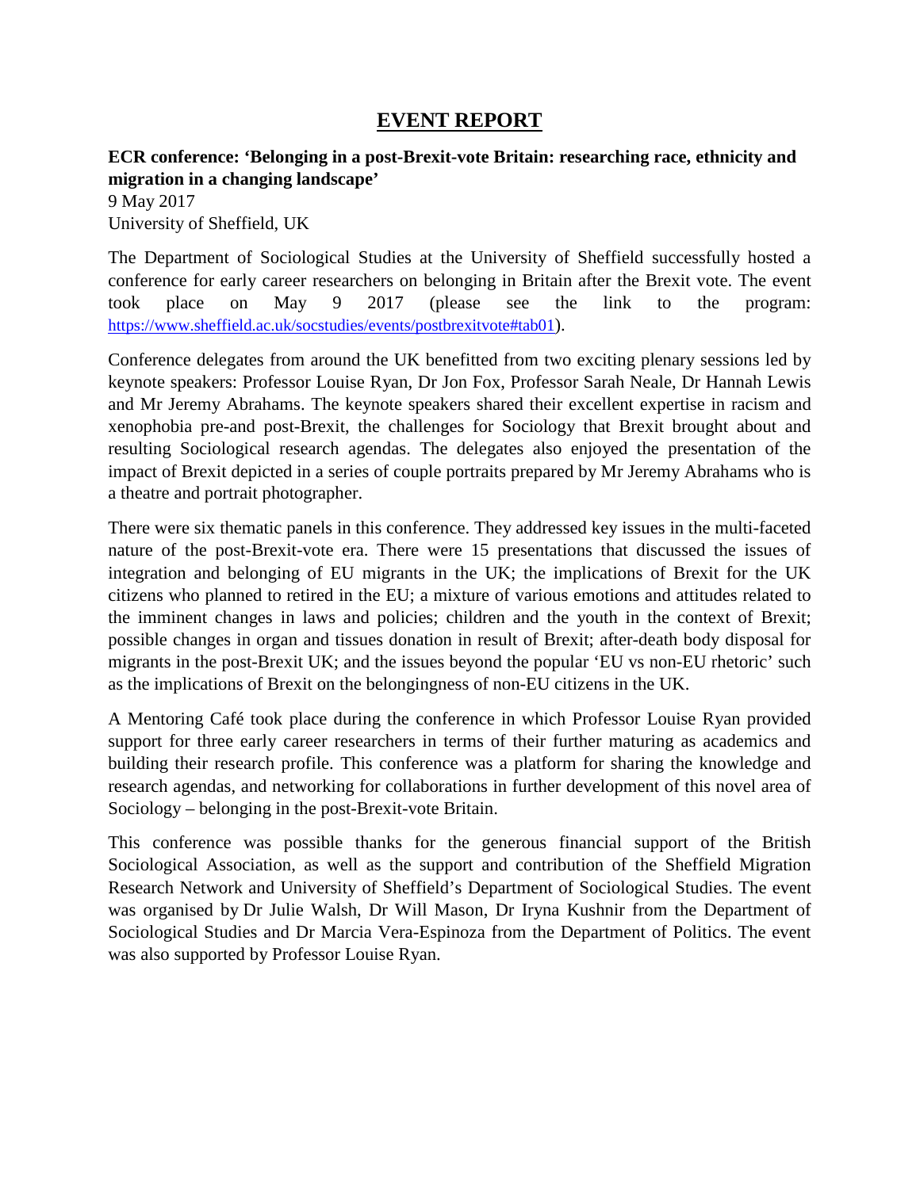# EVENT REPORT

**ECR conference: 'Belonging in a post-Brexit-vote Britain: researching race, ethnicity and migration in a changing landscape'**

9 May 2017
University of Sheffield, UK

The Department of Sociological Studies at the University of Sheffield successfully hosted a conference for early career researchers on belonging in Britain after the Brexit vote. The event took place on May 9 2017 (please see the link to the program: https://www.sheffield.ac.uk/socstudies/events/postbrexitvote#tab01).

Conference delegates from around the UK benefitted from two exciting plenary sessions led by keynote speakers: Professor Louise Ryan, Dr Jon Fox, Professor Sarah Neale, Dr Hannah Lewis and Mr Jeremy Abrahams. The keynote speakers shared their excellent expertise in racism and xenophobia pre-and post-Brexit, the challenges for Sociology that Brexit brought about and resulting Sociological research agendas. The delegates also enjoyed the presentation of the impact of Brexit depicted in a series of couple portraits prepared by Mr Jeremy Abrahams who is a theatre and portrait photographer.

There were six thematic panels in this conference. They addressed key issues in the multi-faceted nature of the post-Brexit-vote era. There were 15 presentations that discussed the issues of integration and belonging of EU migrants in the UK; the implications of Brexit for the UK citizens who planned to retired in the EU; a mixture of various emotions and attitudes related to the imminent changes in laws and policies; children and the youth in the context of Brexit; possible changes in organ and tissues donation in result of Brexit; after-death body disposal for migrants in the post-Brexit UK; and the issues beyond the popular 'EU vs non-EU rhetoric' such as the implications of Brexit on the belongingness of non-EU citizens in the UK.

A Mentoring Café took place during the conference in which Professor Louise Ryan provided support for three early career researchers in terms of their further maturing as academics and building their research profile. This conference was a platform for sharing the knowledge and research agendas, and networking for collaborations in further development of this novel area of Sociology – belonging in the post-Brexit-vote Britain.

This conference was possible thanks for the generous financial support of the British Sociological Association, as well as the support and contribution of the Sheffield Migration Research Network and University of Sheffield's Department of Sociological Studies. The event was organised by Dr Julie Walsh, Dr Will Mason, Dr Iryna Kushnir from the Department of Sociological Studies and Dr Marcia Vera-Espinoza from the Department of Politics. The event was also supported by Professor Louise Ryan.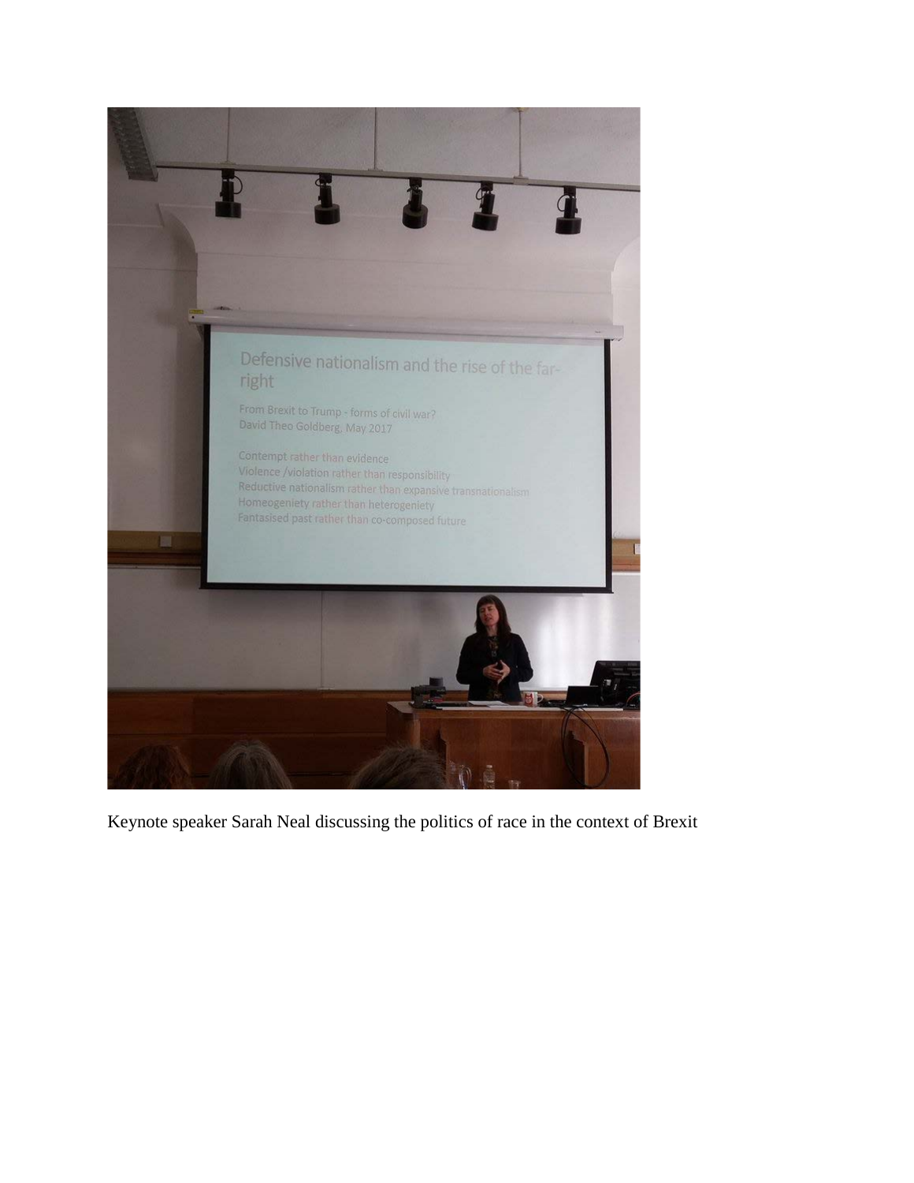Keynote speaker Sarah Neal discussing the politics of race in the context of Brexit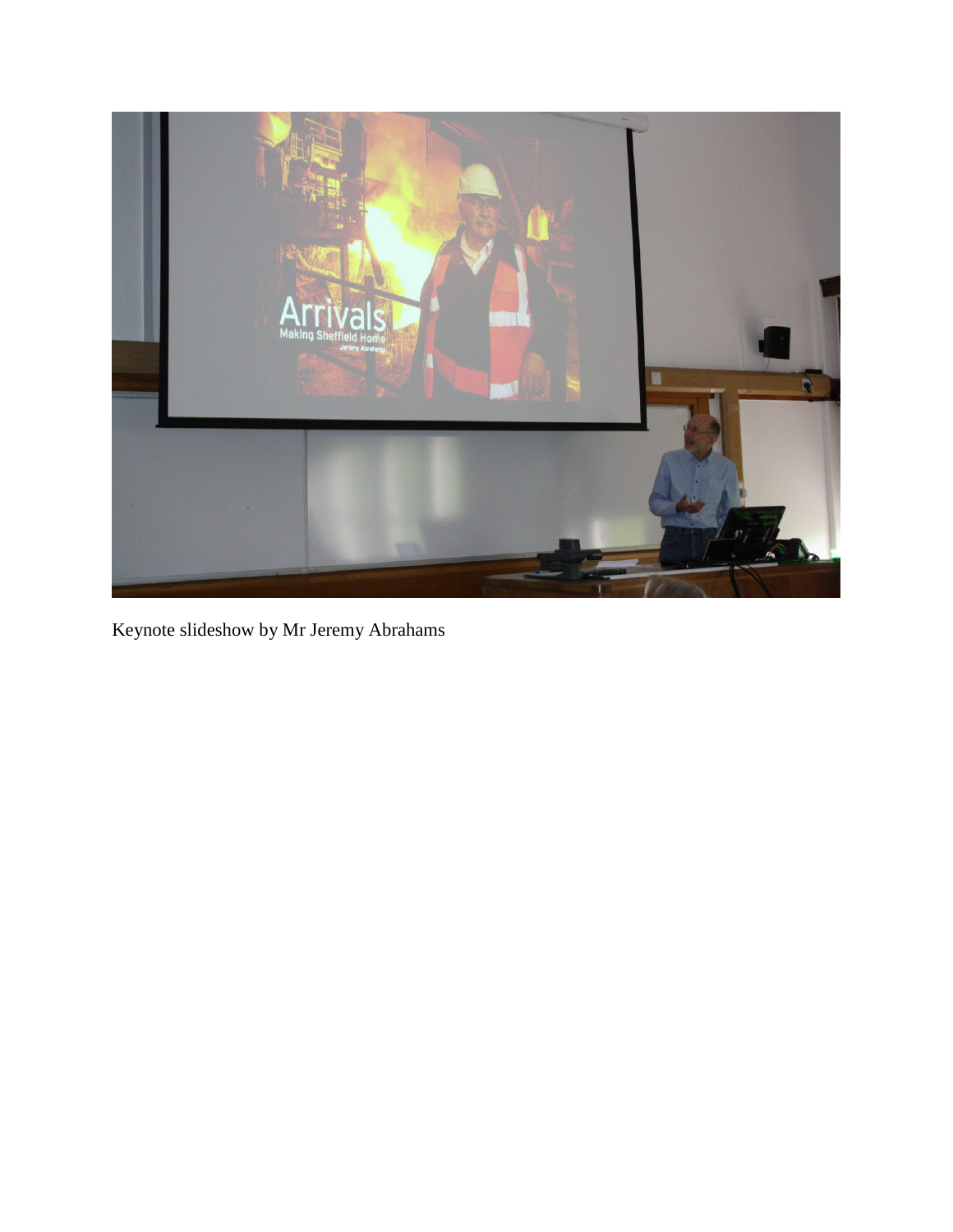Keynote slideshow by Mr Jeremy Abrahams